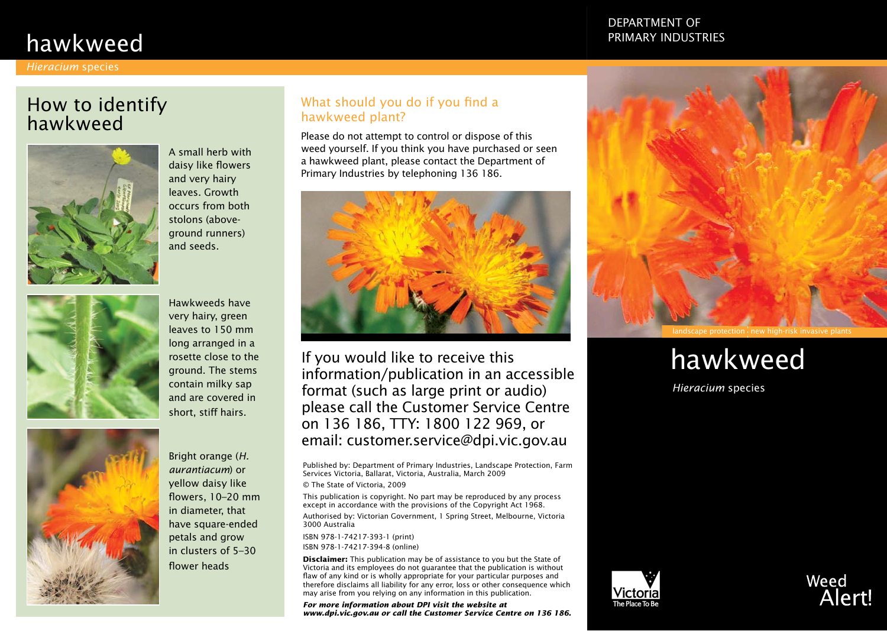# hawkweed

*Hieracium* species

DEPARTMENT OF PRIMARY INDUSTRIES

## How to identify hawkweed

A small herb with daisy like flowers and very hairy leaves. Growth occurs from both stolons (above-ground runners) and seeds.

Hawkweeds have very hairy, green leaves to 150 mm long arranged in a rosette close to the ground. The stems contain milky sap and are covered in short, stiff hairs.

Bright orange (*H. aurantiacum*) or yellow daisy like flowers, 10–20 mm in diameter, that have square-ended petals and grow in clusters of 5–30 flower heads

## What should you do if you find a hawkweed plant?

Please do not attempt to control or dispose of this weed yourself. If you think you have purchased or seen a hawkweed plant, please contact the Department of Primary Industries by telephoning 136 186.

If you would like to receive this information/publication in an accessible format (such as large print or audio) please call the Customer Service Centre on 136 186, TTY: 1800 122 969, or email: customer.service@dpi.vic.gov.au

Published by: Department of Primary Industries, Landscape Protection, Farm Services Victoria, Ballarat, Victoria, Australia, March 2009

© The State of Victoria, 2009

This publication is copyright. No part may be reproduced by any process except in accordance with the provisions of the Copyright Act 1968.

Authorised by: Victorian Government, 1 Spring Street, Melbourne, Victoria 3000 Australia

ISBN 978-1-74217-393-1 (print)
ISBN 978-1-74217-394-8 (online)

**Disclaimer:** This publication may be of assistance to you but the State of Victoria and its employees do not guarantee that the publication is without flaw of any kind or is wholly appropriate for your particular purposes and therefore disclaims all liability for any error, loss or other consequence which may arise from you relying on any information in this publication.

***For more information about DPI visit the website at www.dpi.vic.gov.au or call the Customer Service Centre on 136 186.***

landscape protection | new high-risk invasive plants

# hawkweed

*Hieracium* species

Victoria The Place To Be

Weed Alert!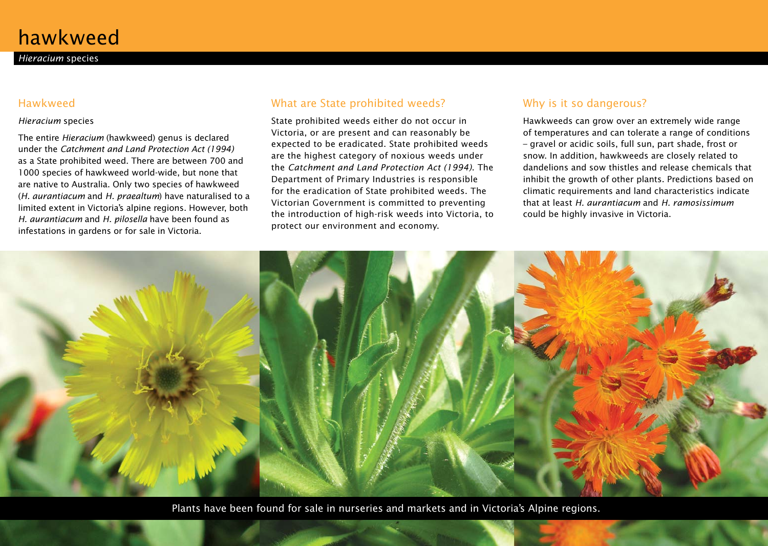# hawkweed

*Hieracium* species

## Hawkweed

*Hieracium* species

The entire *Hieracium* (hawkweed) genus is declared under the *Catchment and Land Protection Act (1994)* as a State prohibited weed. There are between 700 and 1000 species of hawkweed world-wide, but none that are native to Australia. Only two species of hawkweed (*H. aurantiacum* and *H. praealtum*) have naturalised to a limited extent in Victoria's alpine regions. However, both *H. aurantiacum* and *H. pilosella* have been found as infestations in gardens or for sale in Victoria.

## What are State prohibited weeds?

State prohibited weeds either do not occur in Victoria, or are present and can reasonably be expected to be eradicated. State prohibited weeds are the highest category of noxious weeds under the *Catchment and Land Protection Act (1994)*. The Department of Primary Industries is responsible for the eradication of State prohibited weeds. The Victorian Government is committed to preventing the introduction of high-risk weeds into Victoria, to protect our environment and economy.

## Why is it so dangerous?

Hawkweeds can grow over an extremely wide range of temperatures and can tolerate a range of conditions – gravel or acidic soils, full sun, part shade, frost or snow. In addition, hawkweeds are closely related to dandelions and sow thistles and release chemicals that inhibit the growth of other plants. Predictions based on climatic requirements and land characteristics indicate that at least *H. aurantiacum* and *H. ramosissimum* could be highly invasive in Victoria.

Plants have been found for sale in nurseries and markets and in Victoria's Alpine regions.